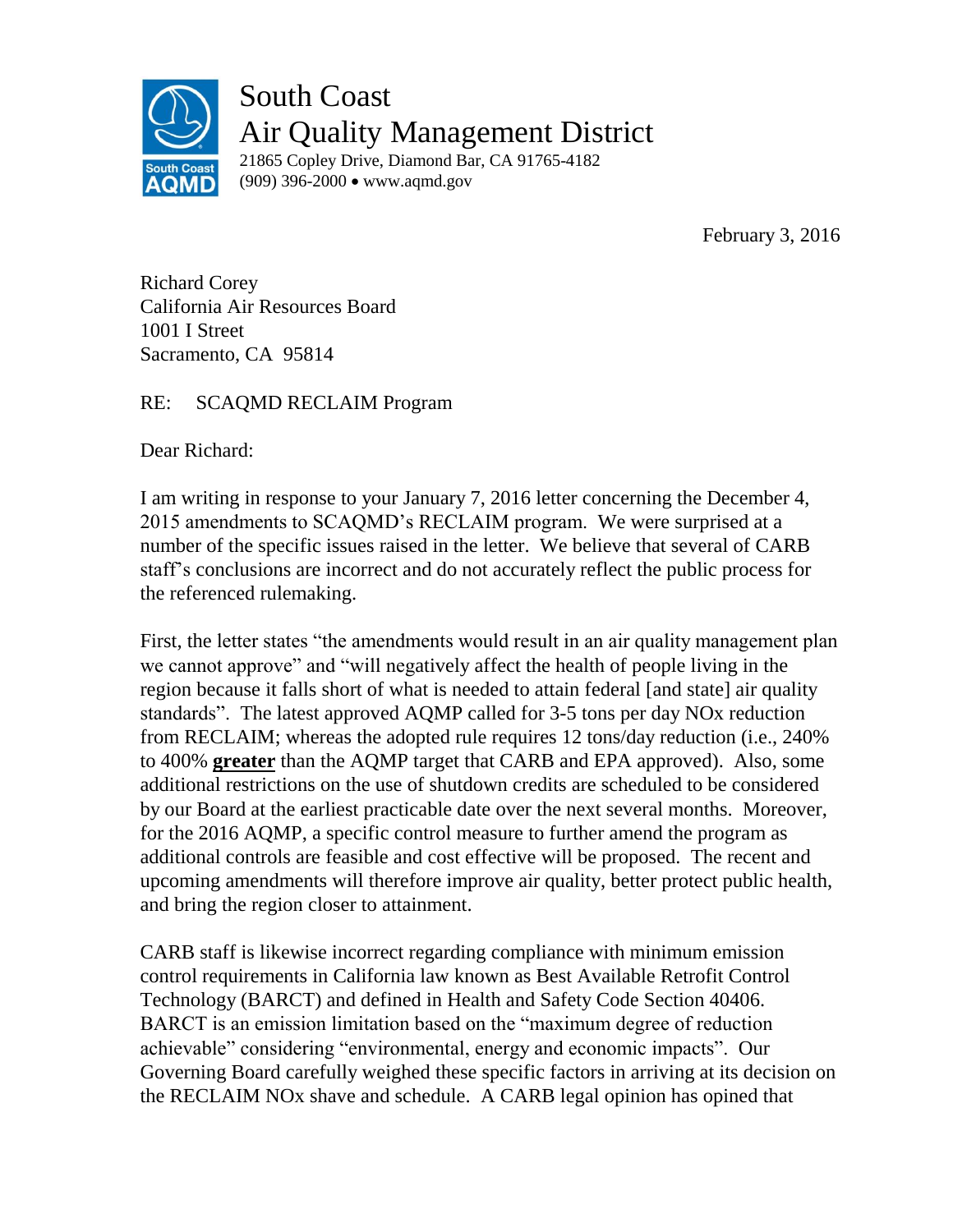# South Coast Air Quality Management District

21865 Copley Drive, Diamond Bar, CA 91765-4182
(909) 396-2000 • www.aqmd.gov

February 3, 2016

Richard Corey
California Air Resources Board
1001 I Street
Sacramento, CA 95814

RE: SCAQMD RECLAIM Program

Dear Richard:

I am writing in response to your January 7, 2016 letter concerning the December 4, 2015 amendments to SCAQMD's RECLAIM program. We were surprised at a number of the specific issues raised in the letter. We believe that several of CARB staff's conclusions are incorrect and do not accurately reflect the public process for the referenced rulemaking.

First, the letter states "the amendments would result in an air quality management plan we cannot approve" and "will negatively affect the health of people living in the region because it falls short of what is needed to attain federal [and state] air quality standards". The latest approved AQMP called for 3-5 tons per day NOx reduction from RECLAIM; whereas the adopted rule requires 12 tons/day reduction (i.e., 240% to 400% **greater** than the AQMP target that CARB and EPA approved). Also, some additional restrictions on the use of shutdown credits are scheduled to be considered by our Board at the earliest practicable date over the next several months. Moreover, for the 2016 AQMP, a specific control measure to further amend the program as additional controls are feasible and cost effective will be proposed. The recent and upcoming amendments will therefore improve air quality, better protect public health, and bring the region closer to attainment.

CARB staff is likewise incorrect regarding compliance with minimum emission control requirements in California law known as Best Available Retrofit Control Technology (BARCT) and defined in Health and Safety Code Section 40406. BARCT is an emission limitation based on the "maximum degree of reduction achievable" considering "environmental, energy and economic impacts". Our Governing Board carefully weighed these specific factors in arriving at its decision on the RECLAIM NOx shave and schedule. A CARB legal opinion has opined that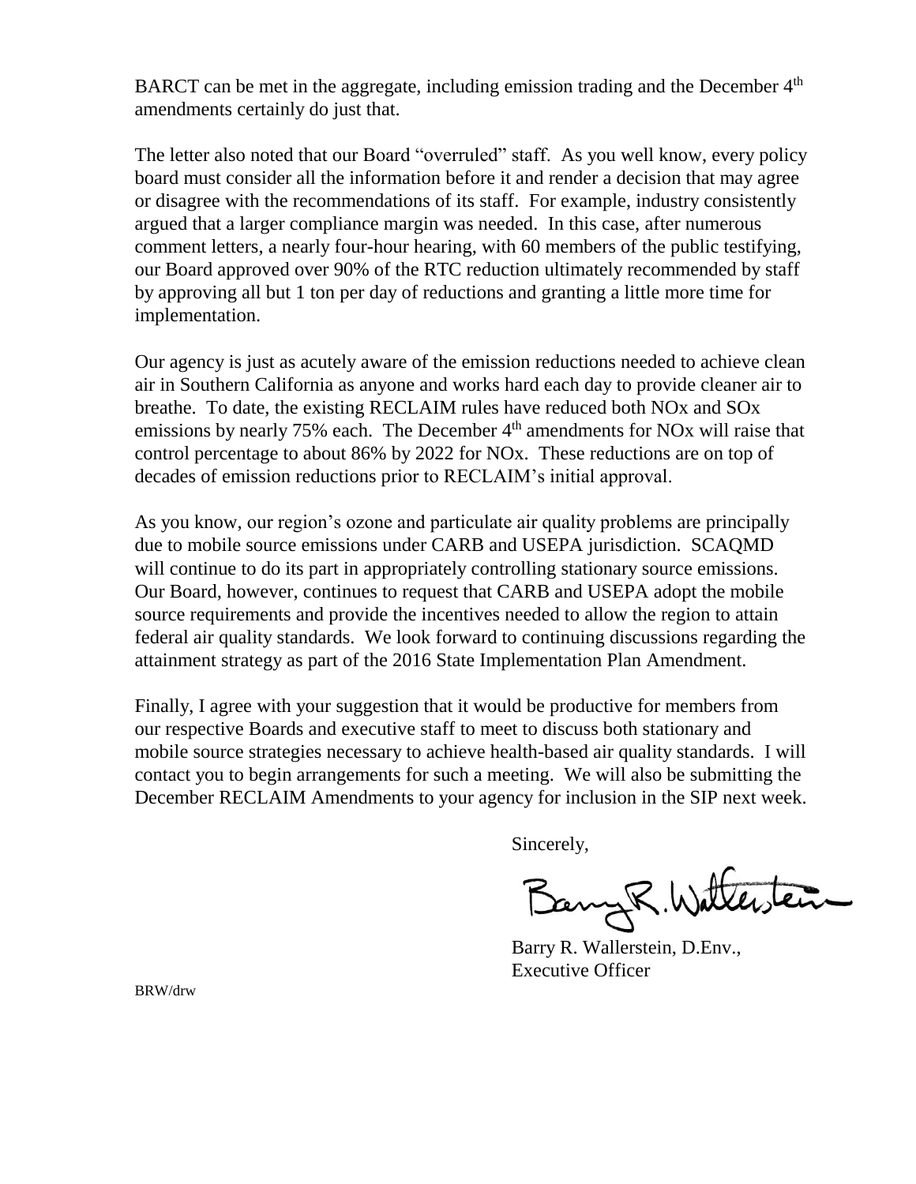BARCT can be met in the aggregate, including emission trading and the December 4th amendments certainly do just that.

The letter also noted that our Board "overruled" staff. As you well know, every policy board must consider all the information before it and render a decision that may agree or disagree with the recommendations of its staff. For example, industry consistently argued that a larger compliance margin was needed. In this case, after numerous comment letters, a nearly four-hour hearing, with 60 members of the public testifying, our Board approved over 90% of the RTC reduction ultimately recommended by staff by approving all but 1 ton per day of reductions and granting a little more time for implementation.

Our agency is just as acutely aware of the emission reductions needed to achieve clean air in Southern California as anyone and works hard each day to provide cleaner air to breathe. To date, the existing RECLAIM rules have reduced both NOx and SOx emissions by nearly 75% each. The December 4th amendments for NOx will raise that control percentage to about 86% by 2022 for NOx. These reductions are on top of decades of emission reductions prior to RECLAIM's initial approval.

As you know, our region's ozone and particulate air quality problems are principally due to mobile source emissions under CARB and USEPA jurisdiction. SCAQMD will continue to do its part in appropriately controlling stationary source emissions. Our Board, however, continues to request that CARB and USEPA adopt the mobile source requirements and provide the incentives needed to allow the region to attain federal air quality standards. We look forward to continuing discussions regarding the attainment strategy as part of the 2016 State Implementation Plan Amendment.

Finally, I agree with your suggestion that it would be productive for members from our respective Boards and executive staff to meet to discuss both stationary and mobile source strategies necessary to achieve health-based air quality standards. I will contact you to begin arrangements for such a meeting. We will also be submitting the December RECLAIM Amendments to your agency for inclusion in the SIP next week.

Sincerely,

Barry R. Wallerstein

Barry R. Wallerstein, D.Env.,
Executive Officer

BRW/drw